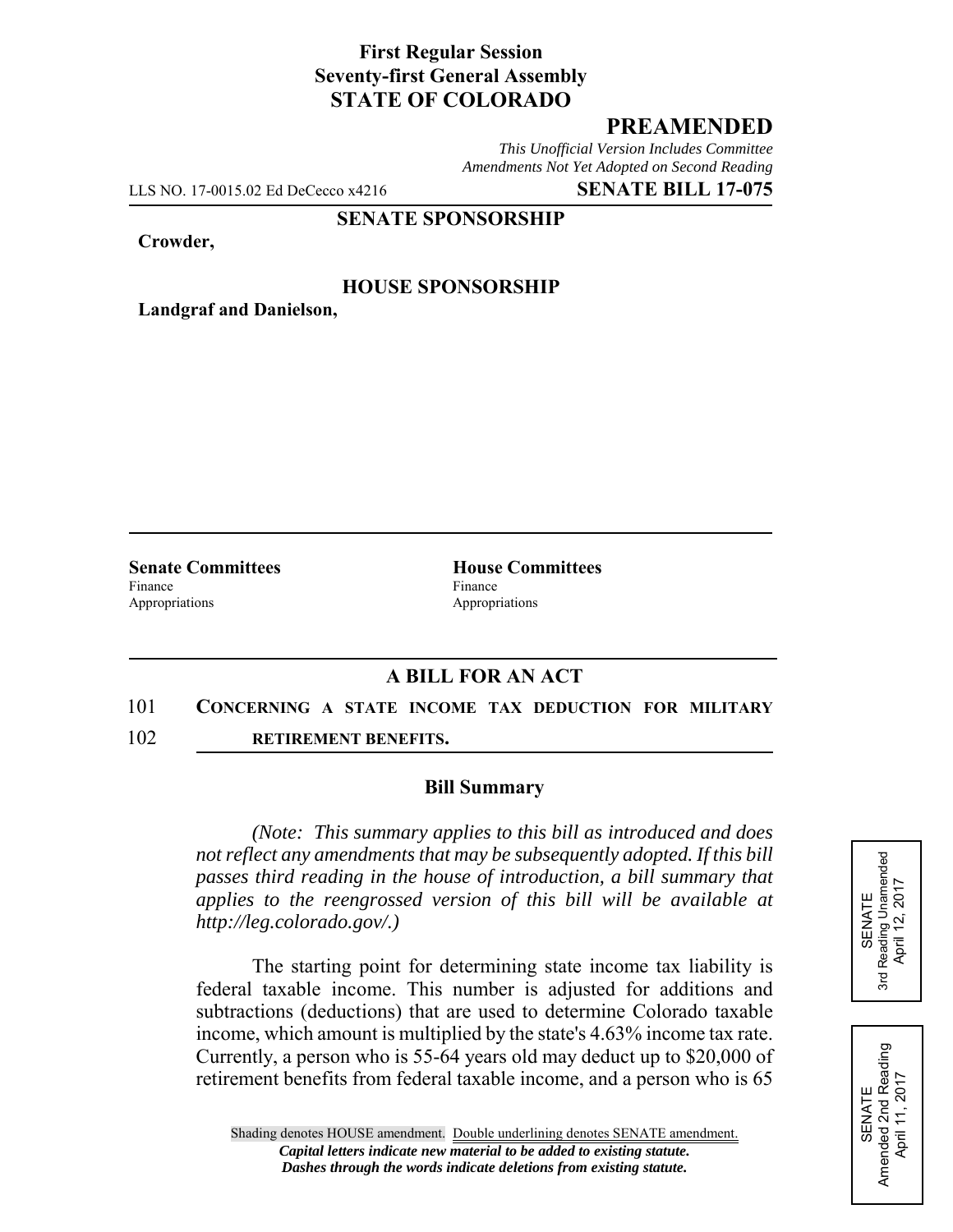**First Regular Session**
**Seventy-first General Assembly**
**STATE OF COLORADO**

## PREAMENDED

*This Unofficial Version Includes Committee Amendments Not Yet Adopted on Second Reading*

LLS NO. 17-0015.02 Ed DeCecco x4216 **SENATE BILL 17-075**

**SENATE SPONSORSHIP**

**Crowder,**

**HOUSE SPONSORSHIP**

**Landgraf and Danielson,**

| **Senate Committees** | **House Committees** |
|---|---|
| Finance | Finance |
| Appropriations | Appropriations |

### A BILL FOR AN ACT

101 **CONCERNING A STATE INCOME TAX DEDUCTION FOR MILITARY**

102 **RETIREMENT BENEFITS.**

### Bill Summary

*(Note: This summary applies to this bill as introduced and does not reflect any amendments that may be subsequently adopted. If this bill passes third reading in the house of introduction, a bill summary that applies to the reengrossed version of this bill will be available at http://leg.colorado.gov/.)*

The starting point for determining state income tax liability is federal taxable income. This number is adjusted for additions and subtractions (deductions) that are used to determine Colorado taxable income, which amount is multiplied by the state's 4.63% income tax rate. Currently, a person who is 55-64 years old may deduct up to $20,000 of retirement benefits from federal taxable income, and a person who is 65

SENATE
3rd Reading Unamended
April 12, 2017

SENATE
Amended 2nd Reading
April 11, 2017

Shading denotes HOUSE amendment. Double underlining denotes SENATE amendment.
*Capital letters indicate new material to be added to existing statute.*
*Dashes through the words indicate deletions from existing statute.*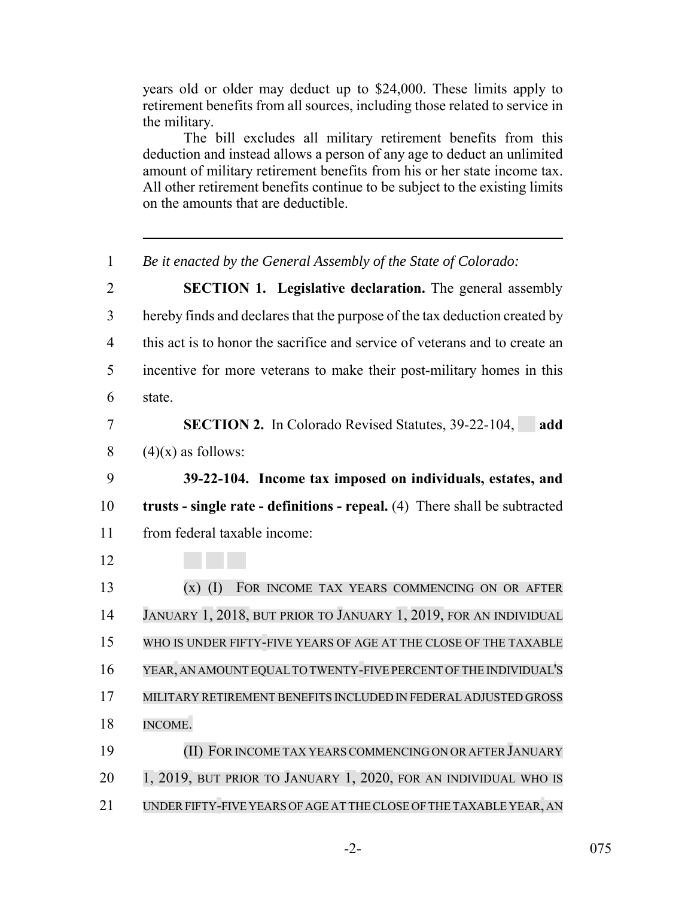years old or older may deduct up to $24,000. These limits apply to retirement benefits from all sources, including those related to service in the military.

The bill excludes all military retirement benefits from this deduction and instead allows a person of any age to deduct an unlimited amount of military retirement benefits from his or her state income tax. All other retirement benefits continue to be subject to the existing limits on the amounts that are deductible.

---

1 *Be it enacted by the General Assembly of the State of Colorado:*

2 **SECTION 1. Legislative declaration.** The general assembly
3 hereby finds and declares that the purpose of the tax deduction created by
4 this act is to honor the sacrifice and service of veterans and to create an
5 incentive for more veterans to make their post-military homes in this
6 state.

7 **SECTION 2.** In Colorado Revised Statutes, 39-22-104, **add**
8 (4)(x) as follows:

9 **39-22-104. Income tax imposed on individuals, estates, and**
10 **trusts - single rate - definitions - repeal.** (4) There shall be subtracted
11 from federal taxable income:

12

13 (x) (I) FOR INCOME TAX YEARS COMMENCING ON OR AFTER
14 JANUARY 1, 2018, BUT PRIOR TO JANUARY 1, 2019, FOR AN INDIVIDUAL
15 WHO IS UNDER FIFTY-FIVE YEARS OF AGE AT THE CLOSE OF THE TAXABLE
16 YEAR, AN AMOUNT EQUAL TO TWENTY-FIVE PERCENT OF THE INDIVIDUAL'S
17 MILITARY RETIREMENT BENEFITS INCLUDED IN FEDERAL ADJUSTED GROSS
18 INCOME.

19 (II) FOR INCOME TAX YEARS COMMENCING ON OR AFTER JANUARY
20 1, 2019, BUT PRIOR TO JANUARY 1, 2020, FOR AN INDIVIDUAL WHO IS
21 UNDER FIFTY-FIVE YEARS OF AGE AT THE CLOSE OF THE TAXABLE YEAR, AN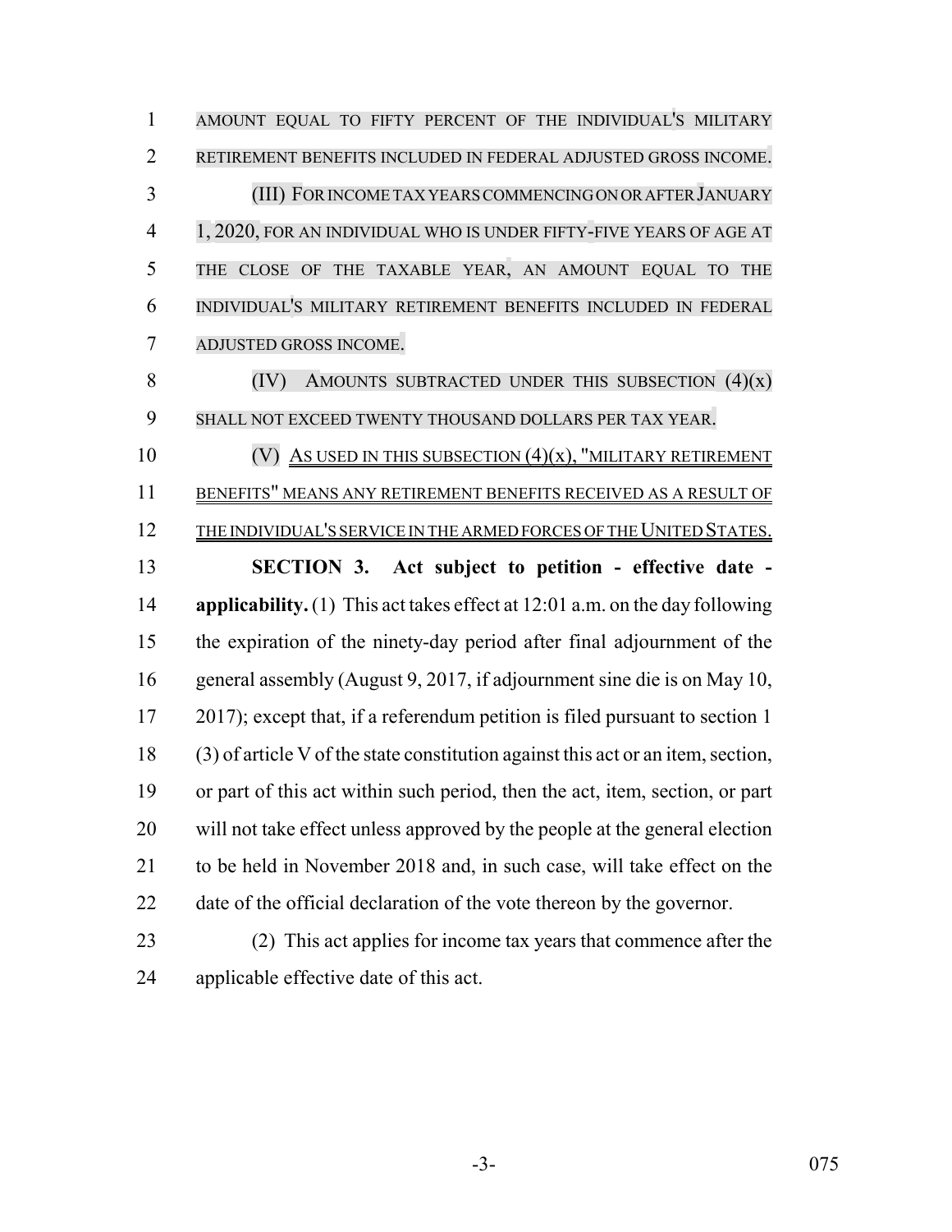AMOUNT EQUAL TO FIFTY PERCENT OF THE INDIVIDUAL'S MILITARY RETIREMENT BENEFITS INCLUDED IN FEDERAL ADJUSTED GROSS INCOME.

(III) FOR INCOME TAX YEARS COMMENCING ON OR AFTER JANUARY 1, 2020, FOR AN INDIVIDUAL WHO IS UNDER FIFTY-FIVE YEARS OF AGE AT THE CLOSE OF THE TAXABLE YEAR, AN AMOUNT EQUAL TO THE INDIVIDUAL'S MILITARY RETIREMENT BENEFITS INCLUDED IN FEDERAL ADJUSTED GROSS INCOME.

(IV) AMOUNTS SUBTRACTED UNDER THIS SUBSECTION (4)(x) SHALL NOT EXCEED TWENTY THOUSAND DOLLARS PER TAX YEAR.

(V) AS USED IN THIS SUBSECTION (4)(x), "MILITARY RETIREMENT BENEFITS" MEANS ANY RETIREMENT BENEFITS RECEIVED AS A RESULT OF THE INDIVIDUAL'S SERVICE IN THE ARMED FORCES OF THE UNITED STATES.

**SECTION 3. Act subject to petition - effective date - applicability.** (1) This act takes effect at 12:01 a.m. on the day following the expiration of the ninety-day period after final adjournment of the general assembly (August 9, 2017, if adjournment sine die is on May 10, 2017); except that, if a referendum petition is filed pursuant to section 1 (3) of article V of the state constitution against this act or an item, section, or part of this act within such period, then the act, item, section, or part will not take effect unless approved by the people at the general election to be held in November 2018 and, in such case, will take effect on the date of the official declaration of the vote thereon by the governor.

(2) This act applies for income tax years that commence after the applicable effective date of this act.